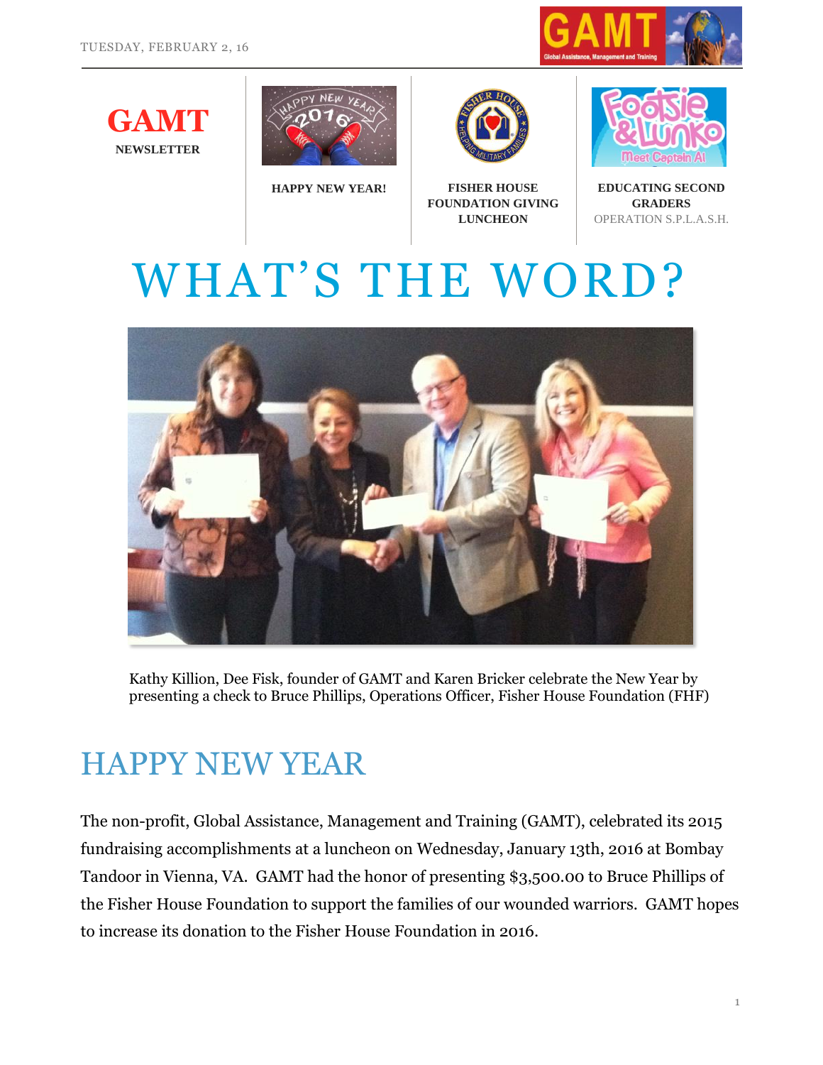TUESDAY, FEBRUARY 2, 16

**GAMT**
**NEWSLETTER**

**HAPPY NEW YEAR!**

**FISHER HOUSE FOUNDATION GIVING LUNCHEON**

**EDUCATING SECOND GRADERS**
OPERATION S.P.L.A.S.H.

# WHAT'S THE WORD?

Kathy Killion, Dee Fisk, founder of GAMT and Karen Bricker celebrate the New Year by presenting a check to Bruce Phillips, Operations Officer, Fisher House Foundation (FHF)

## HAPPY NEW YEAR

The non-profit, Global Assistance, Management and Training (GAMT), celebrated its 2015 fundraising accomplishments at a luncheon on Wednesday, January 13th, 2016 at Bombay Tandoor in Vienna, VA. GAMT had the honor of presenting $3,500.00 to Bruce Phillips of the Fisher House Foundation to support the families of our wounded warriors. GAMT hopes to increase its donation to the Fisher House Foundation in 2016.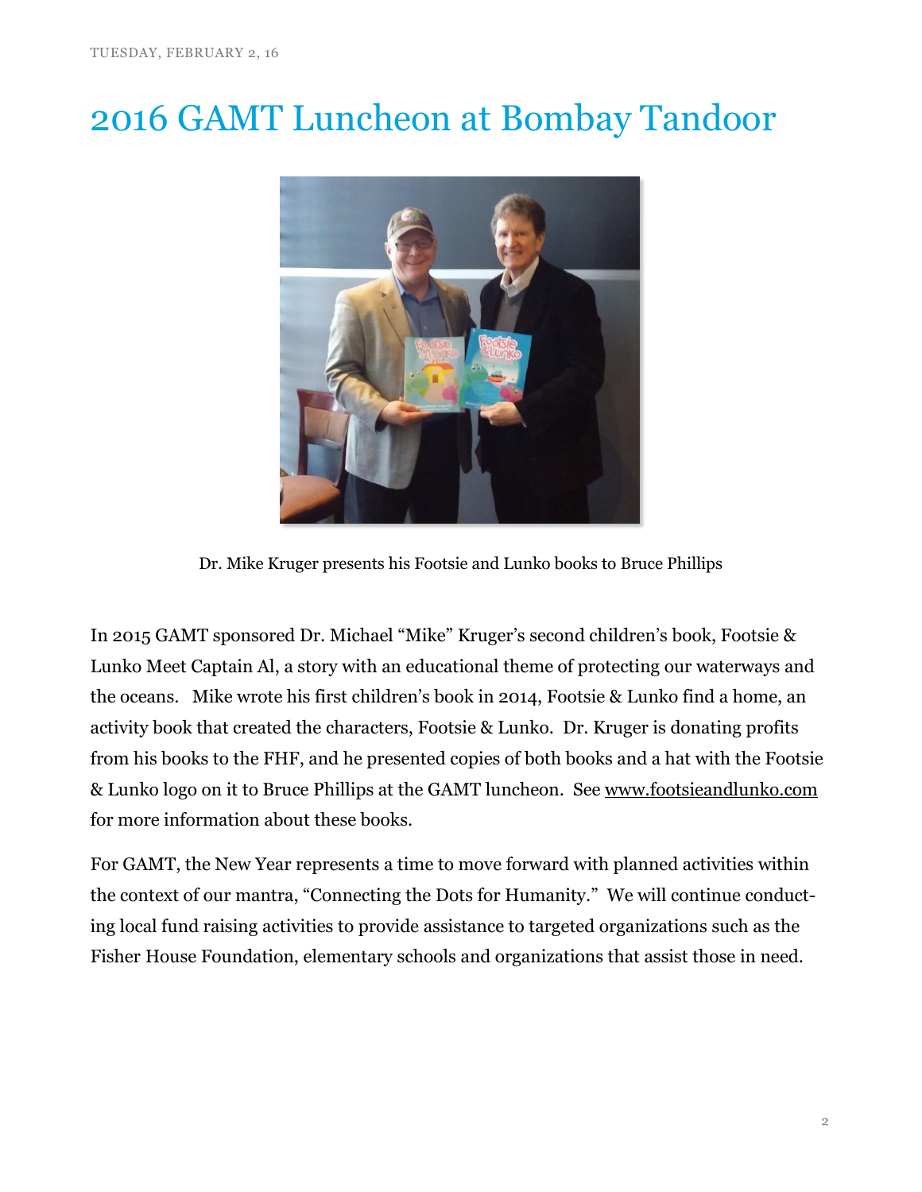TUESDAY, FEBRUARY 2, 16

# 2016 GAMT Luncheon at Bombay Tandoor

Dr. Mike Kruger presents his Footsie and Lunko books to Bruce Phillips

In 2015 GAMT sponsored Dr. Michael "Mike" Kruger's second children's book, Footsie & Lunko Meet Captain Al, a story with an educational theme of protecting our waterways and the oceans. Mike wrote his first children's book in 2014, Footsie & Lunko find a home, an activity book that created the characters, Footsie & Lunko. Dr. Kruger is donating profits from his books to the FHF, and he presented copies of both books and a hat with the Footsie & Lunko logo on it to Bruce Phillips at the GAMT luncheon. See www.footsieandlunko.com for more information about these books.

For GAMT, the New Year represents a time to move forward with planned activities within the context of our mantra, "Connecting the Dots for Humanity." We will continue conducting local fund raising activities to provide assistance to targeted organizations such as the Fisher House Foundation, elementary schools and organizations that assist those in need.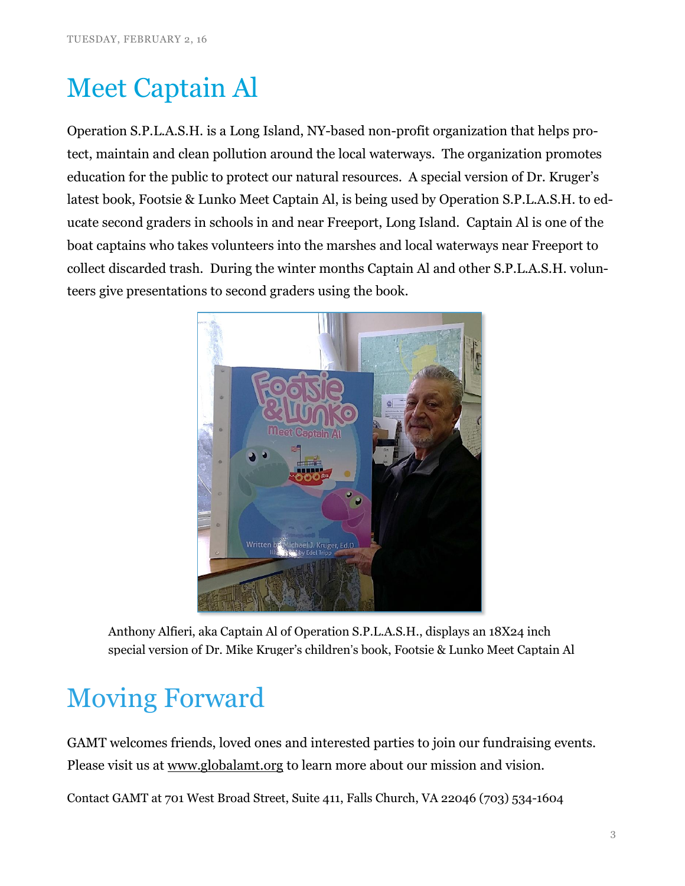# Meet Captain Al

Operation S.P.L.A.S.H. is a Long Island, NY-based non-profit organization that helps protect, maintain and clean pollution around the local waterways. The organization promotes education for the public to protect our natural resources. A special version of Dr. Kruger's latest book, Footsie & Lunko Meet Captain Al, is being used by Operation S.P.L.A.S.H. to educate second graders in schools in and near Freeport, Long Island. Captain Al is one of the boat captains who takes volunteers into the marshes and local waterways near Freeport to collect discarded trash. During the winter months Captain Al and other S.P.L.A.S.H. volunteers give presentations to second graders using the book.

Anthony Alfieri, aka Captain Al of Operation S.P.L.A.S.H., displays an 18X24 inch special version of Dr. Mike Kruger's children's book, Footsie & Lunko Meet Captain Al

# Moving Forward

GAMT welcomes friends, loved ones and interested parties to join our fundraising events. Please visit us at www.globalamt.org to learn more about our mission and vision.

Contact GAMT at 701 West Broad Street, Suite 411, Falls Church, VA 22046 (703) 534-1604